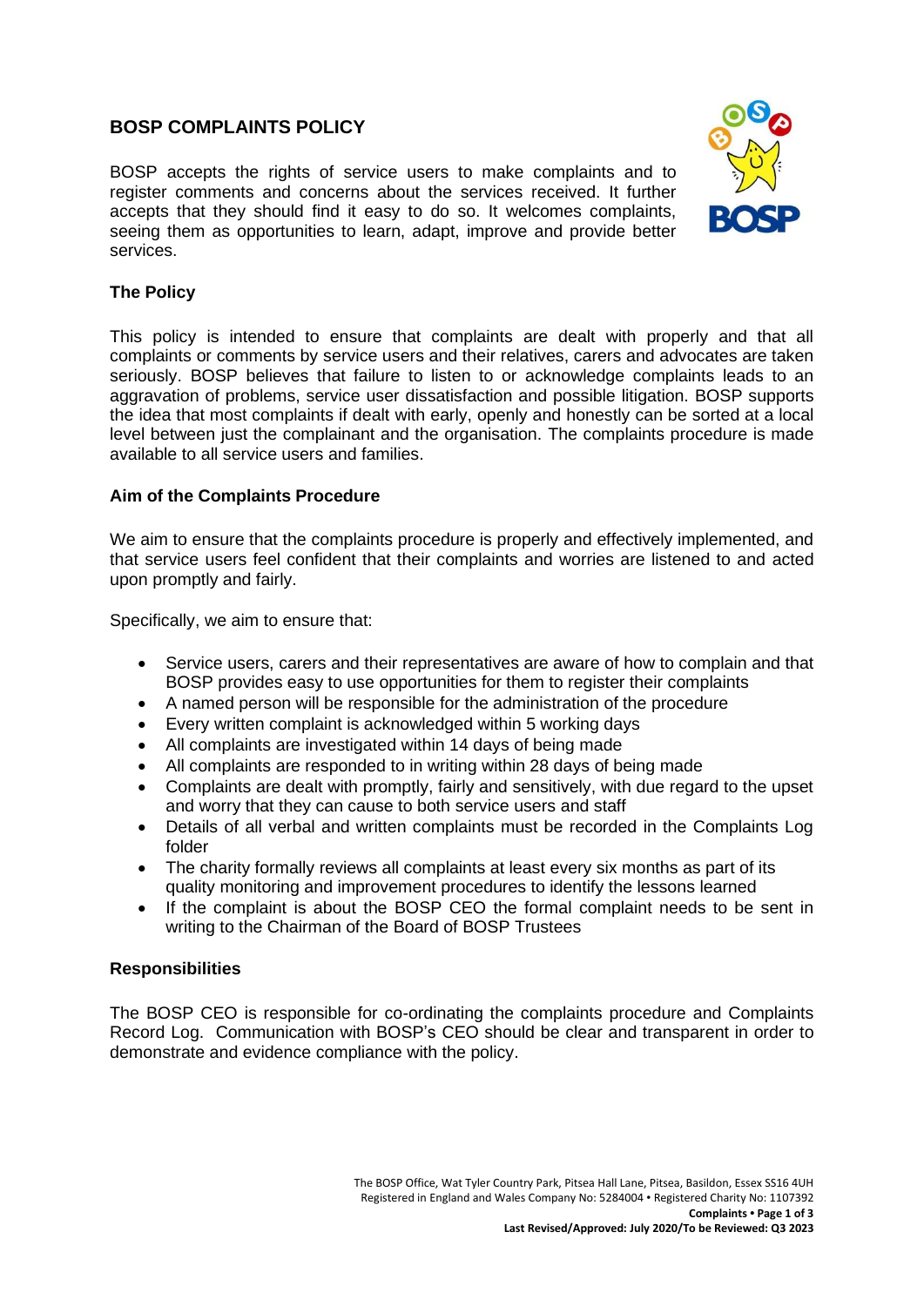# BOSP COMPLAINTS POLICY

BOSP accepts the rights of service users to make complaints and to register comments and concerns about the services received. It further accepts that they should find it easy to do so. It welcomes complaints, seeing them as opportunities to learn, adapt, improve and provide better services.

## The Policy

This policy is intended to ensure that complaints are dealt with properly and that all complaints or comments by service users and their relatives, carers and advocates are taken seriously. BOSP believes that failure to listen to or acknowledge complaints leads to an aggravation of problems, service user dissatisfaction and possible litigation. BOSP supports the idea that most complaints if dealt with early, openly and honestly can be sorted at a local level between just the complainant and the organisation. The complaints procedure is made available to all service users and families.

## Aim of the Complaints Procedure

We aim to ensure that the complaints procedure is properly and effectively implemented, and that service users feel confident that their complaints and worries are listened to and acted upon promptly and fairly.

Specifically, we aim to ensure that:

- Service users, carers and their representatives are aware of how to complain and that BOSP provides easy to use opportunities for them to register their complaints
- A named person will be responsible for the administration of the procedure
- Every written complaint is acknowledged within 5 working days
- All complaints are investigated within 14 days of being made
- All complaints are responded to in writing within 28 days of being made
- Complaints are dealt with promptly, fairly and sensitively, with due regard to the upset and worry that they can cause to both service users and staff
- Details of all verbal and written complaints must be recorded in the Complaints Log folder
- The charity formally reviews all complaints at least every six months as part of its quality monitoring and improvement procedures to identify the lessons learned
- If the complaint is about the BOSP CEO the formal complaint needs to be sent in writing to the Chairman of the Board of BOSP Trustees

## Responsibilities

The BOSP CEO is responsible for co-ordinating the complaints procedure and Complaints Record Log. Communication with BOSP's CEO should be clear and transparent in order to demonstrate and evidence compliance with the policy.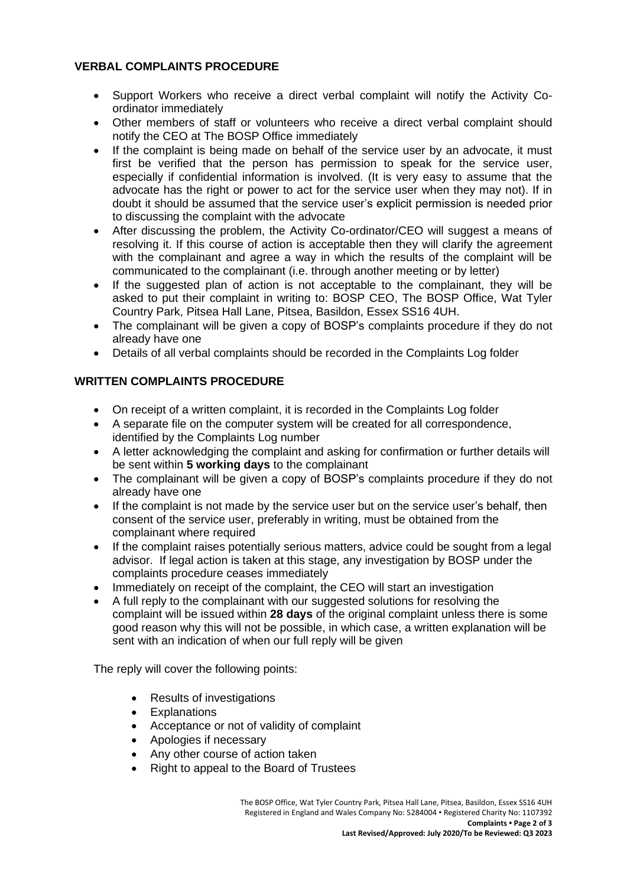## VERBAL COMPLAINTS PROCEDURE

- Support Workers who receive a direct verbal complaint will notify the Activity Co-ordinator immediately
- Other members of staff or volunteers who receive a direct verbal complaint should notify the CEO at The BOSP Office immediately
- If the complaint is being made on behalf of the service user by an advocate, it must first be verified that the person has permission to speak for the service user, especially if confidential information is involved. (It is very easy to assume that the advocate has the right or power to act for the service user when they may not). If in doubt it should be assumed that the service user's explicit permission is needed prior to discussing the complaint with the advocate
- After discussing the problem, the Activity Co-ordinator/CEO will suggest a means of resolving it. If this course of action is acceptable then they will clarify the agreement with the complainant and agree a way in which the results of the complaint will be communicated to the complainant (i.e. through another meeting or by letter)
- If the suggested plan of action is not acceptable to the complainant, they will be asked to put their complaint in writing to: BOSP CEO, The BOSP Office, Wat Tyler Country Park, Pitsea Hall Lane, Pitsea, Basildon, Essex SS16 4UH.
- The complainant will be given a copy of BOSP's complaints procedure if they do not already have one
- Details of all verbal complaints should be recorded in the Complaints Log folder

## WRITTEN COMPLAINTS PROCEDURE

- On receipt of a written complaint, it is recorded in the Complaints Log folder
- A separate file on the computer system will be created for all correspondence, identified by the Complaints Log number
- A letter acknowledging the complaint and asking for confirmation or further details will be sent within **5 working days** to the complainant
- The complainant will be given a copy of BOSP's complaints procedure if they do not already have one
- If the complaint is not made by the service user but on the service user's behalf, then consent of the service user, preferably in writing, must be obtained from the complainant where required
- If the complaint raises potentially serious matters, advice could be sought from a legal advisor. If legal action is taken at this stage, any investigation by BOSP under the complaints procedure ceases immediately
- Immediately on receipt of the complaint, the CEO will start an investigation
- A full reply to the complainant with our suggested solutions for resolving the complaint will be issued within **28 days** of the original complaint unless there is some good reason why this will not be possible, in which case, a written explanation will be sent with an indication of when our full reply will be given

The reply will cover the following points:

- Results of investigations
- Explanations
- Acceptance or not of validity of complaint
- Apologies if necessary
- Any other course of action taken
- Right to appeal to the Board of Trustees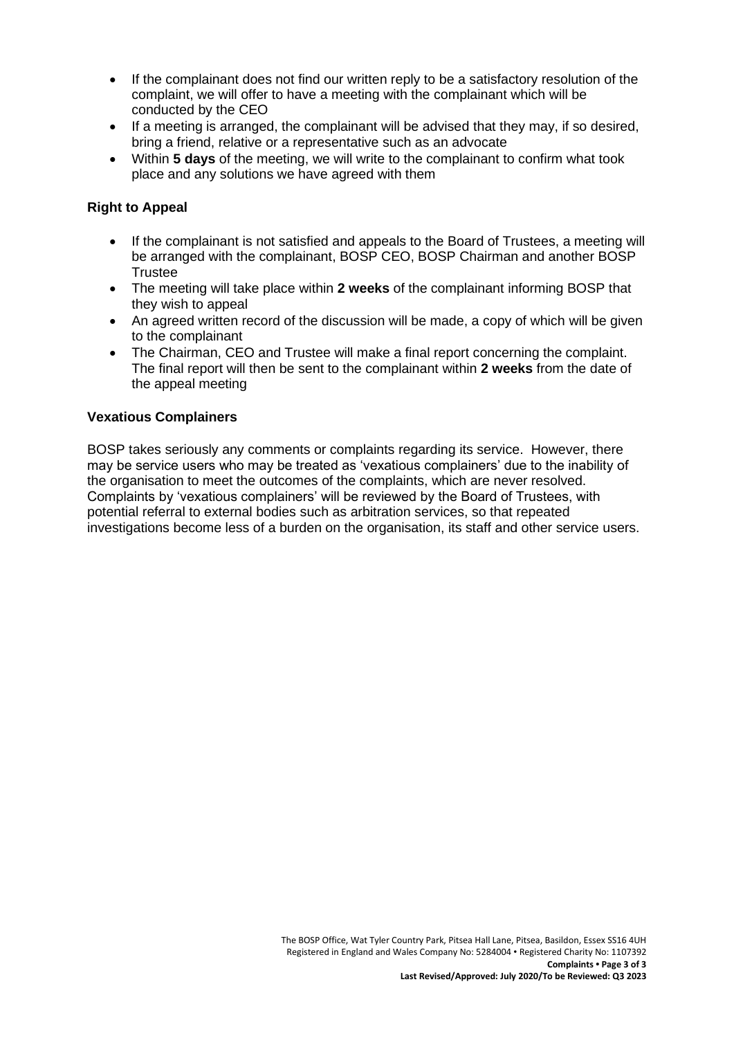- If the complainant does not find our written reply to be a satisfactory resolution of the complaint, we will offer to have a meeting with the complainant which will be conducted by the CEO
- If a meeting is arranged, the complainant will be advised that they may, if so desired, bring a friend, relative or a representative such as an advocate
- Within **5 days** of the meeting, we will write to the complainant to confirm what took place and any solutions we have agreed with them

**Right to Appeal**

- If the complainant is not satisfied and appeals to the Board of Trustees, a meeting will be arranged with the complainant, BOSP CEO, BOSP Chairman and another BOSP Trustee
- The meeting will take place within **2 weeks** of the complainant informing BOSP that they wish to appeal
- An agreed written record of the discussion will be made, a copy of which will be given to the complainant
- The Chairman, CEO and Trustee will make a final report concerning the complaint. The final report will then be sent to the complainant within **2 weeks** from the date of the appeal meeting

**Vexatious Complainers**

BOSP takes seriously any comments or complaints regarding its service. However, there may be service users who may be treated as 'vexatious complainers' due to the inability of the organisation to meet the outcomes of the complaints, which are never resolved. Complaints by 'vexatious complainers' will be reviewed by the Board of Trustees, with potential referral to external bodies such as arbitration services, so that repeated investigations become less of a burden on the organisation, its staff and other service users.